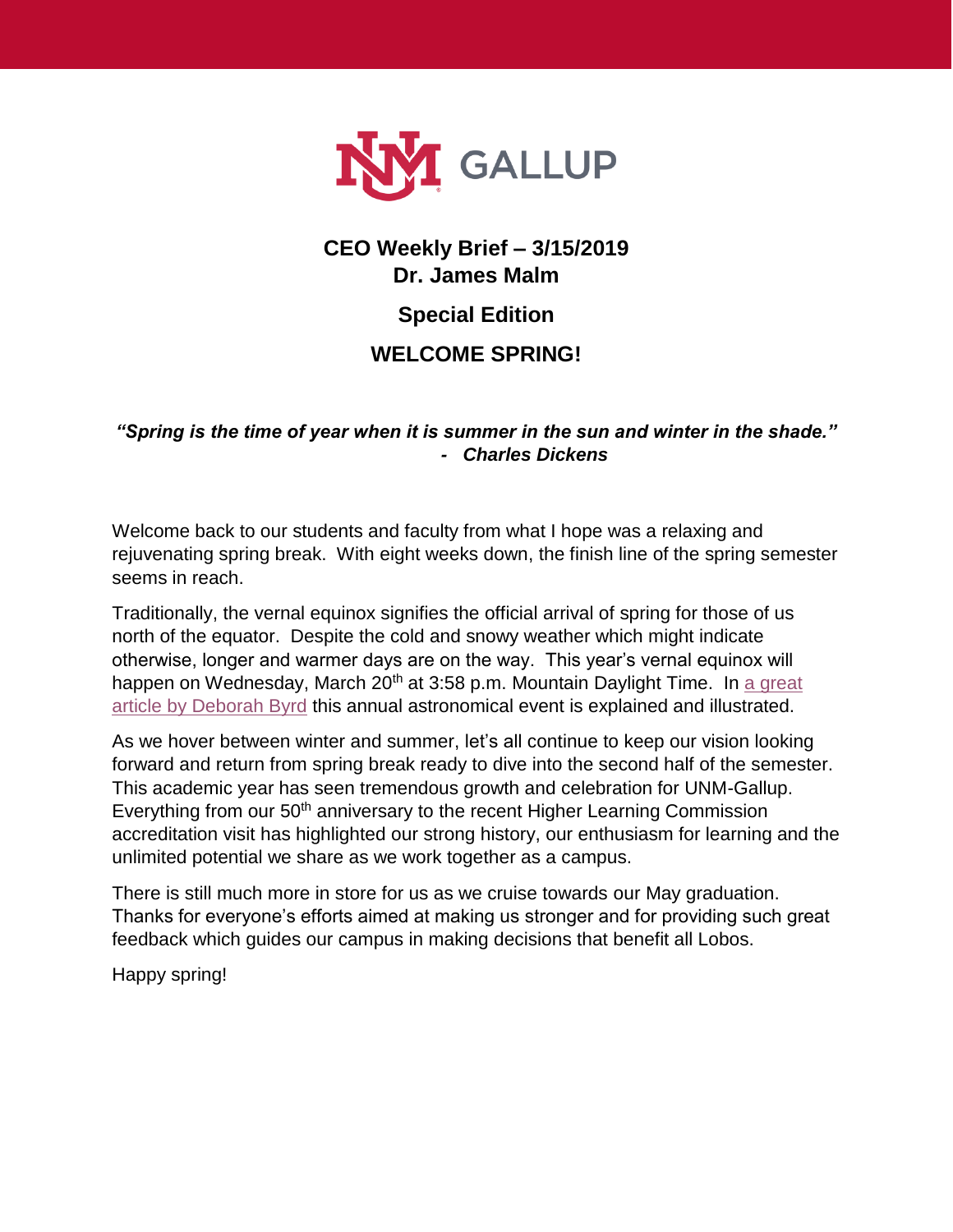# CEO Weekly Brief – 3/15/2019
## Dr. James Malm

## Special Edition

## WELCOME SPRING!

***"Spring is the time of year when it is summer in the sun and winter in the shade."***
***- Charles Dickens***

Welcome back to our students and faculty from what I hope was a relaxing and rejuvenating spring break. With eight weeks down, the finish line of the spring semester seems in reach.

Traditionally, the vernal equinox signifies the official arrival of spring for those of us north of the equator. Despite the cold and snowy weather which might indicate otherwise, longer and warmer days are on the way. This year's vernal equinox will happen on Wednesday, March 20th at 3:58 p.m. Mountain Daylight Time. In a great article by Deborah Byrd this annual astronomical event is explained and illustrated.

As we hover between winter and summer, let's all continue to keep our vision looking forward and return from spring break ready to dive into the second half of the semester. This academic year has seen tremendous growth and celebration for UNM-Gallup. Everything from our 50th anniversary to the recent Higher Learning Commission accreditation visit has highlighted our strong history, our enthusiasm for learning and the unlimited potential we share as we work together as a campus.

There is still much more in store for us as we cruise towards our May graduation. Thanks for everyone's efforts aimed at making us stronger and for providing such great feedback which guides our campus in making decisions that benefit all Lobos.

Happy spring!